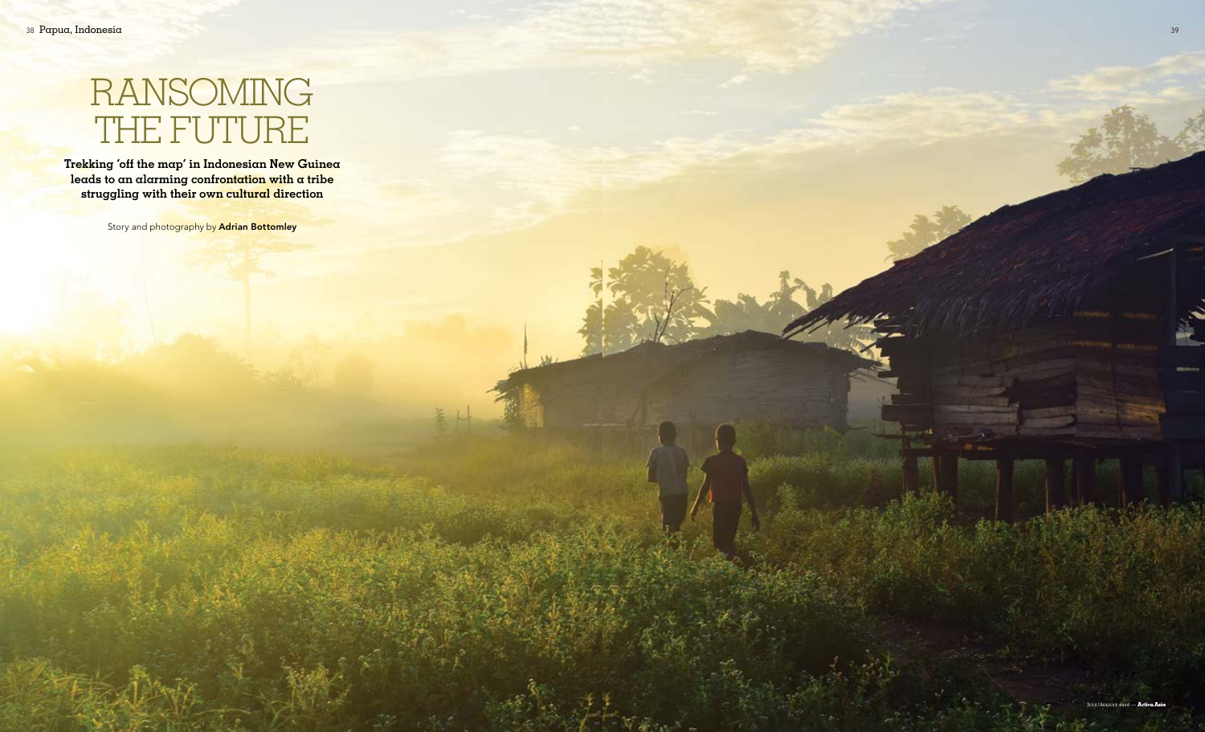# RANSOMING THE FUTURE

**Trekking 'off the map' in Indonesian New Guinea leads to an alarming confrontation with a tribe struggling with their own cultural direction**

Story and photography by **Adrian Bottomley**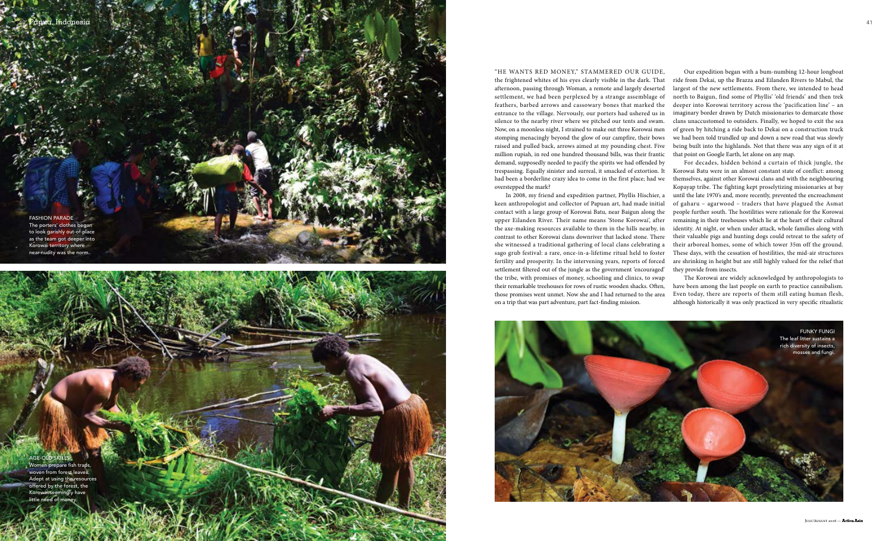"HE WANTS RED MONEY," STAMMERED OUR GUIDE, the frightened whites of his eyes clearly visible in the dark. That afternoon, passing through Woman, a remote and largely deserted settlement, we had been perplexed by a strange assemblage of feathers, barbed arrows and cassowary bones that marked the entrance to the village. Nervously, our porters had ushered us in silence to the nearby river where we pitched our tents and swam. Now, on a moonless night, I strained to make out three Korowai men stomping menacingly beyond the glow of our campfire, their bows raised and pulled back, arrows aimed at my pounding chest. Five million rupiah, in red one hundred thousand bills, was their frantic demand, supposedly needed to pacify the spirits we had offended by trespassing. Equally sinister and surreal, it smacked of extortion. It had been a borderline crazy idea to come in the first place; had we overstepped the mark?

In 2008, my friend and expedition partner, Phyllis Hischier, a keen anthropologist and collector of Papuan art, had made initial contact with a large group of Korowai Batu, near Baigun along the upper Eilanden River. Their name means 'Stone Korowai', after the axe-making resources available to them in the hills nearby, in contrast to other Korowai clans downriver that lacked stone. There she witnessed a traditional gathering of local clans celebrating a sago grub festival: a rare, once-in-a-lifetime ritual held to foster fertility and prosperity. In the intervening years, reports of forced settlement filtered out of the jungle as the government 'encouraged' the tribe, with promises of money, schooling and clinics, to swap their remarkable treehouses for rows of rustic wooden shacks. Often, those promises went unmet. Now she and I had returned to the area on a trip that was part adventure, part fact-finding mission.

Our expedition began with a bum-numbing 12-hour longboat ride from Dekai, up the Brazza and Eilanden Rivers to Mabul, the largest of the new settlements. From there, we intended to head north to Baigun, find some of Phyllis' 'old friends' and then trek deeper into Korowai territory across the 'pacification line' – an imaginary border drawn by Dutch missionaries to demarcate those clans unaccustomed to outsiders. Finally, we hoped to exit the sea of green by hitching a ride back to Dekai on a construction truck we had been told trundled up and down a new road that was slowly being built into the highlands. Not that there was any sign of it at that point on Google Earth, let alone on any map.

For decades, hidden behind a curtain of thick jungle, the Korowai Batu were in an almost constant state of conflict: among themselves, against other Korowai clans and with the neighbouring Kopayap tribe. The fighting kept proselytizing missionaries at bay until the late 1970's and, more recently, prevented the encroachment of gaharu – agarwood – traders that have plagued the Asmat people further south. The hostilities were rationale for the Korowai remaining in their treehouses which lie at the heart of their cultural identity. At night, or when under attack, whole families along with their valuable pigs and hunting dogs could retreat to the safety of their arboreal homes, some of which tower 35m off the ground. These days, with the cessation of hostilities, the mid-air structures are shrinking in height but are still highly valued for the relief that they provide from insects.

The Korowai are widely acknowledged by anthropologists to have been among the last people on earth to practice cannibalism. Even today, there are reports of them still eating human flesh, although historically it was only practiced in very specific ritualistic

FASHION PARADE
The porters' clothes began to look garishly out-of-place as the team got deeper into Korowai territory where near-nudity was the norm.

AGE-OLD SKILLS
Women prepare fish traps, woven from forest leaves. Adept at using the resources offered by the forest, the Korowai seemingly have little need of money.

FUNKY FUNGI
The leaf litter sustains a rich diversity of insects, mosses and fungi.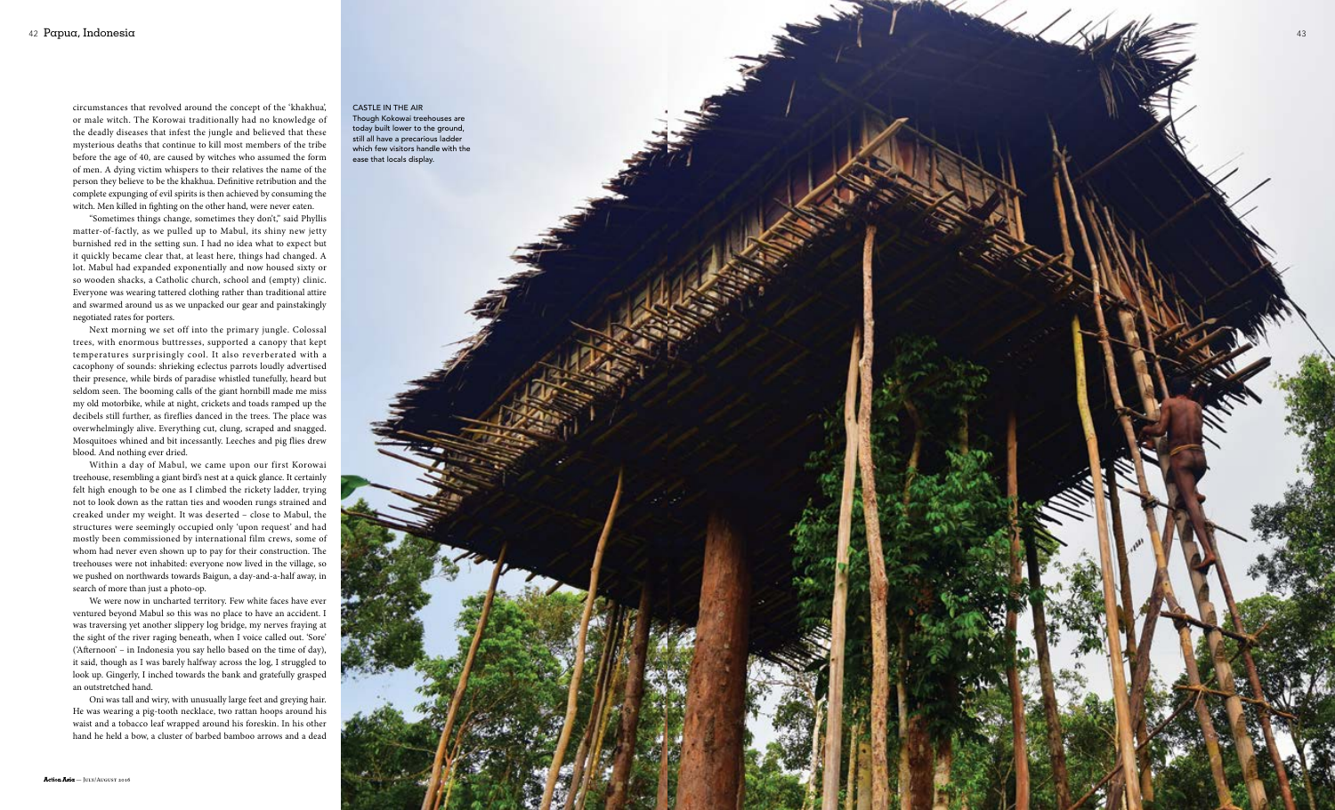circumstances that revolved around the concept of the 'khakhua', or male witch. The Korowai traditionally had no knowledge of the deadly diseases that infest the jungle and believed that these mysterious deaths that continue to kill most members of the tribe before the age of 40, are caused by witches who assumed the form of men. A dying victim whispers to their relatives the name of the person they believe to be the khakhua. Definitive retribution and the complete expunging of evil spirits is then achieved by consuming the witch. Men killed in fighting on the other hand, were never eaten.

"Sometimes things change, sometimes they don't," said Phyllis matter-of-factly, as we pulled up to Mabul, its shiny new jetty burnished red in the setting sun. I had no idea what to expect but it quickly became clear that, at least here, things had changed. A lot. Mabul had expanded exponentially and now housed sixty or so wooden shacks, a Catholic church, school and (empty) clinic. Everyone was wearing tattered clothing rather than traditional attire and swarmed around us as we unpacked our gear and painstakingly negotiated rates for porters.

Next morning we set off into the primary jungle. Colossal trees, with enormous buttresses, supported a canopy that kept temperatures surprisingly cool. It also reverberated with a cacophony of sounds: shrieking eclectus parrots loudly advertised their presence, while birds of paradise whistled tunefully, heard but seldom seen. The booming calls of the giant hornbill made me miss my old motorbike, while at night, crickets and toads ramped up the decibels still further, as fireflies danced in the trees. The place was overwhelmingly alive. Everything cut, clung, scraped and snagged. Mosquitoes whined and bit incessantly. Leeches and pig flies drew blood. And nothing ever dried.

Within a day of Mabul, we came upon our first Korowai treehouse, resembling a giant bird's nest at a quick glance. It certainly felt high enough to be one as I climbed the rickety ladder, trying not to look down as the rattan ties and wooden rungs strained and creaked under my weight. It was deserted – close to Mabul, the structures were seemingly occupied only 'upon request' and had mostly been commissioned by international film crews, some of whom had never even shown up to pay for their construction. The treehouses were not inhabited: everyone now lived in the village, so we pushed on northwards towards Baigun, a day-and-a-half away, in search of more than just a photo-op.

We were now in uncharted territory. Few white faces have ever ventured beyond Mabul so this was no place to have an accident. I was traversing yet another slippery log bridge, my nerves fraying at the sight of the river raging beneath, when I voice called out. 'Sore' ('Afternoon' – in Indonesia you say hello based on the time of day), it said, though as I was barely halfway across the log, I struggled to look up. Gingerly, I inched towards the bank and gratefully grasped an outstretched hand.

Oni was tall and wiry, with unusually large feet and greying hair. He was wearing a pig-tooth necklace, two rattan hoops around his waist and a tobacco leaf wrapped around his foreskin. In his other hand he held a bow, a cluster of barbed bamboo arrows and a dead

**CASTLE IN THE AIR**
Though Kokowai treehouses are today built lower to the ground, still all have a precarious ladder which few visitors handle with the ease that locals display.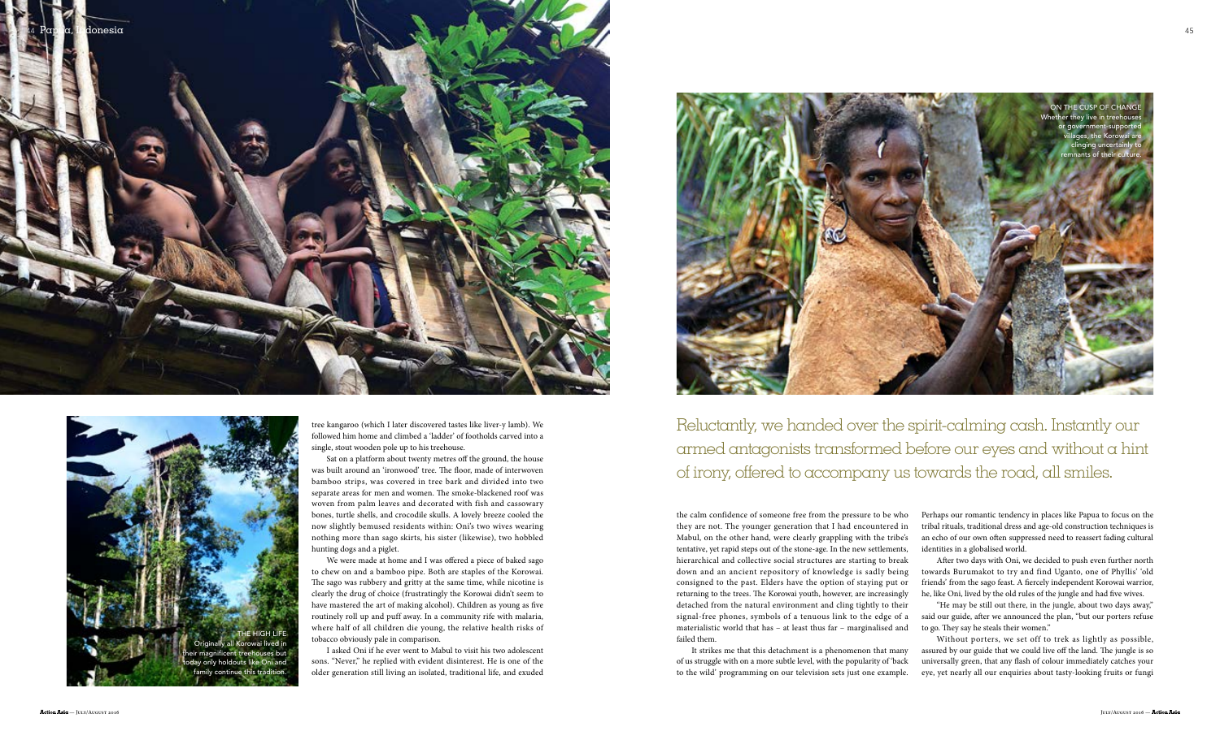THE HIGH LIFE
Originally all Korowai lived in their magnificent treehouses but today only holdouts like Oni and family continue this tradition.

tree kangaroo (which I later discovered tastes like liver-y lamb). We followed him home and climbed a 'ladder' of footholds carved into a single, stout wooden pole up to his treehouse.

Sat on a platform about twenty metres off the ground, the house was built around an 'ironwood' tree. The floor, made of interwoven bamboo strips, was covered in tree bark and divided into two separate areas for men and women. The smoke-blackened roof was woven from palm leaves and decorated with fish and cassowary bones, turtle shells, and crocodile skulls. A lovely breeze cooled the now slightly bemused residents within: Oni's two wives wearing nothing more than sago skirts, his sister (likewise), two hobbled hunting dogs and a piglet.

We were made at home and I was offered a piece of baked sago to chew on and a bamboo pipe. Both are staples of the Korowai. The sago was rubbery and gritty at the same time, while nicotine is clearly the drug of choice (frustratingly the Korowai didn't seem to have mastered the art of making alcohol). Children as young as five routinely roll up and puff away. In a community rife with malaria, where half of all children die young, the relative health risks of tobacco obviously pale in comparison.

I asked Oni if he ever went to Mabul to visit his two adolescent sons. "Never," he replied with evident disinterest. He is one of the older generation still living an isolated, traditional life, and exuded the calm confidence of someone free from the pressure to be who they are not. The younger generation that I had encountered in Mabul, on the other hand, were clearly grappling with the tribe's tentative, yet rapid steps out of the stone-age. In the new settlements, hierarchical and collective social structures are starting to break down and an ancient repository of knowledge is sadly being consigned to the past. Elders have the option of staying put or returning to the trees. The Korowai youth, however, are increasingly detached from the natural environment and cling tightly to their signal-free phones, symbols of a tenuous link to the edge of a materialistic world that has – at least thus far – marginalised and failed them.

It strikes me that this detachment is a phenomenon that many of us struggle with on a more subtle level, with the popularity of 'back to the wild' programming on our television sets just one example. Perhaps our romantic tendency in places like Papua to focus on the tribal rituals, traditional dress and age-old construction techniques is an echo of our own often suppressed need to reassert fading cultural identities in a globalised world.

After two days with Oni, we decided to push even further north towards Burumakot to try and find Uganto, one of Phyllis' 'old friends' from the sago feast. A fiercely independent Korowai warrior, he, like Oni, lived by the old rules of the jungle and had five wives.

"He may be still out there, in the jungle, about two days away," said our guide, after we announced the plan, "but our porters refuse to go. They say he steals their women."

Without porters, we set off to trek as lightly as possible, assured by our guide that we could live off the land. The jungle is so universally green, that any flash of colour immediately catches your eye, yet nearly all our enquiries about tasty-looking fruits or fungi

ON THE CUSP OF CHANGE
Whether they live in treehouses or government-supported villages, the Korowai are clinging uncertainly to remnants of their culture.

Reluctantly, we handed over the spirit-calming cash. Instantly our armed antagonists transformed before our eyes and without a hint of irony, offered to accompany us towards the road, all smiles.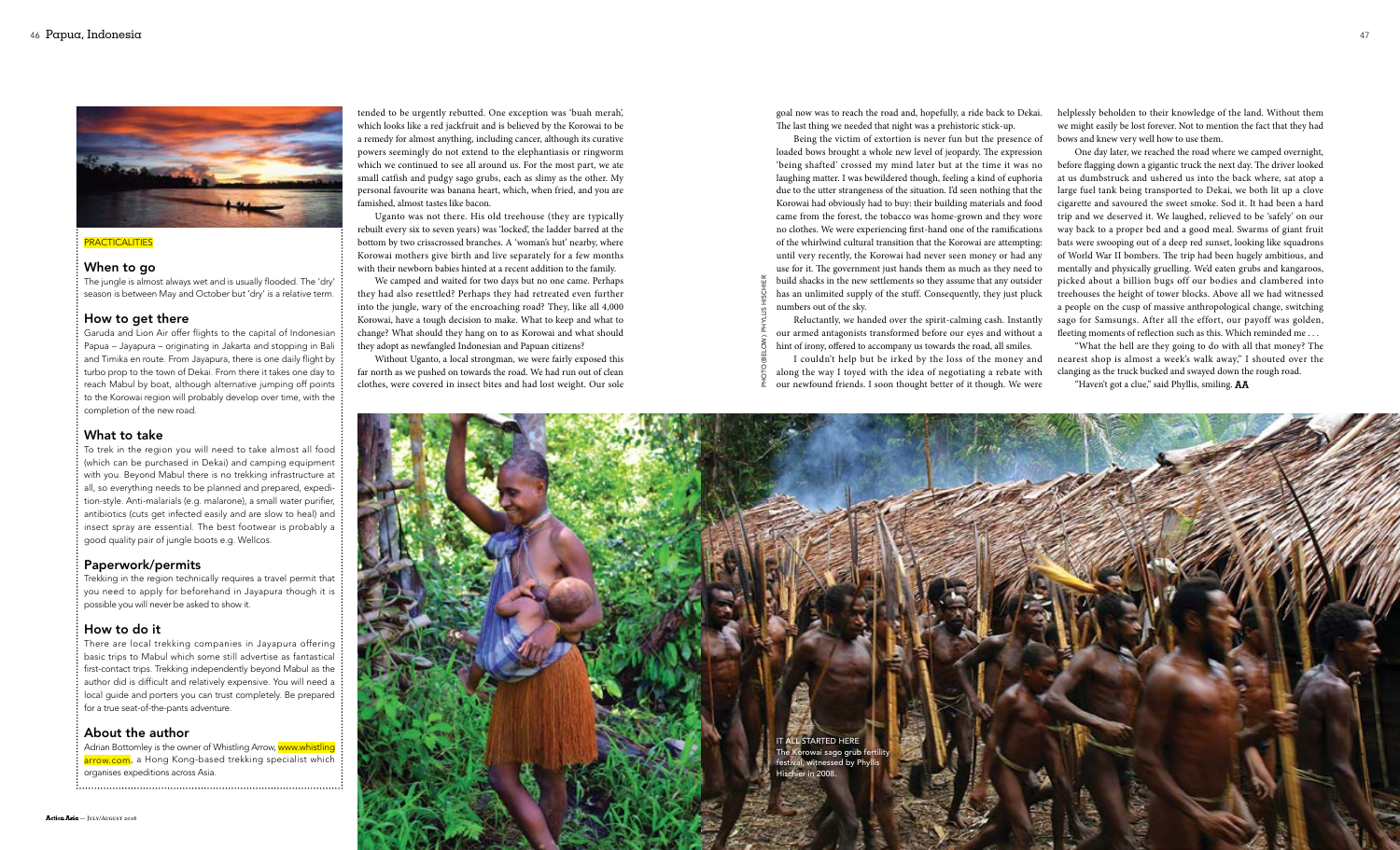## PRACTICALITIES

### When to go

The jungle is almost always wet and is usually flooded. The 'dry' season is between May and October but 'dry' is a relative term.

### How to get there

Garuda and Lion Air offer flights to the capital of Indonesian Papua – Jayapura – originating in Jakarta and stopping in Bali and Timika en route. From Jayapura, there is one daily flight by turbo prop to the town of Dekai. From there it takes one day to reach Mabul by boat, although alternative jumping off points to the Korowai region will probably develop over time, with the completion of the new road.

### What to take

To trek in the region you will need to take almost all food (which can be purchased in Dekai) and camping equipment with you. Beyond Mabul there is no trekking infrastructure at all, so everything needs to be planned and prepared, expedition-style. Anti-malarials (e.g. malarone), a small water purifier, antibiotics (cuts get infected easily and are slow to heal) and insect spray are essential. The best footwear is probably a good quality pair of jungle boots e.g. Wellcos.

### Paperwork/permits

Trekking in the region technically requires a travel permit that you need to apply for beforehand in Jayapura though it is possible you will never be asked to show it.

### How to do it

There are local trekking companies in Jayapura offering basic trips to Mabul which some still advertise as fantastical first-contact trips. Trekking independently beyond Mabul as the author did is difficult and relatively expensive. You will need a local guide and porters you can trust completely. Be prepared for a true seat-of-the-pants adventure.

### About the author

Adrian Bottomley is the owner of Whistling Arrow, www.whistlingarrow.com, a Hong Kong-based trekking specialist which organises expeditions across Asia.

tended to be urgently rebutted. One exception was 'buah merah', which looks like a red jackfruit and is believed by the Korowai to be a remedy for almost anything, including cancer, although its curative powers seemingly do not extend to the elephantiasis or ringworm which we continued to see all around us. For the most part, we ate small catfish and pudgy sago grubs, each as slimy as the other. My personal favourite was banana heart, which, when fried, and you are famished, almost tastes like bacon.

Uganto was not there. His old treehouse (they are typically rebuilt every six to seven years) was 'locked', the ladder barred at the bottom by two crisscrossed branches. A 'woman's hut' nearby, where Korowai mothers give birth and live separately for a few months with their newborn babies hinted at a recent addition to the family.

We camped and waited for two days but no one came. Perhaps they had also resettled? Perhaps they had retreated even further into the jungle, wary of the encroaching road? They, like all 4,000 Korowai, have a tough decision to make. What to keep and what to change? What should they hang on to as Korowai and what should they adopt as newfangled Indonesian and Papuan citizens?

Without Uganto, a local strongman, we were fairly exposed this far north as we pushed on towards the road. We had run out of clean clothes, were covered in insect bites and had lost weight. Our sole goal now was to reach the road and, hopefully, a ride back to Dekai. The last thing we needed that night was a prehistoric stick-up.

Being the victim of extortion is never fun but the presence of loaded bows brought a whole new level of jeopardy. The expression 'being shafted' crossed my mind later but at the time it was no laughing matter. I was bewildered though, feeling a kind of euphoria due to the utter strangeness of the situation. I'd seen nothing that the Korowai had obviously had to buy: their building materials and food came from the forest, the tobacco was home-grown and they wore no clothes. We were experiencing first-hand one of the ramifications of the whirlwind cultural transition that the Korowai are attempting: until very recently, the Korowai had never seen money or had any use for it. The government just hands them as much as they need to build shacks in the new settlements so they assume that any outsider has an unlimited supply of the stuff. Consequently, they just pluck numbers out of the sky.

Reluctantly, we handed over the spirit-calming cash. Instantly our armed antagonists transformed before our eyes and without a hint of irony, offered to accompany us towards the road, all smiles.

I couldn't help but be irked by the loss of the money and along the way I toyed with the idea of negotiating a rebate with our newfound friends. I soon thought better of it though. We were helplessly beholden to their knowledge of the land. Without them we might easily be lost forever. Not to mention the fact that they had bows and knew very well how to use them.

One day later, we reached the road where we camped overnight, before flagging down a gigantic truck the next day. The driver looked at us dumbstruck and ushered us into the back where, sat atop a large fuel tank being transported to Dekai, we both lit up a clove cigarette and savoured the sweet smoke. Sod it. It had been a hard trip and we deserved it. We laughed, relieved to be 'safely' on our way back to a proper bed and a good meal. Swarms of giant fruit bats were swooping out of a deep red sunset, looking like squadrons of World War II bombers. The trip had been hugely ambitious, and mentally and physically gruelling. We'd eaten grubs and kangaroos, picked about a billion bugs off our bodies and clambered into treehouses the height of tower blocks. Above all we had witnessed a people on the cusp of massive anthropological change, switching sago for Samsungs. After all the effort, our payoff was golden, fleeting moments of reflection such as this. Which reminded me . . .

"What the hell are they going to do with all that money? The nearest shop is almost a week's walk away," I shouted over the clanging as the truck bucked and swayed down the rough road.

"Haven't got a clue," said Phyllis, smiling. **AA**

PHOTO (BELOW): PHYLLIS HISCHIER

IT ALL STARTED HERE
The Korowai sago grub fertility festival, witnessed by Phyllis Hischier in 2008.